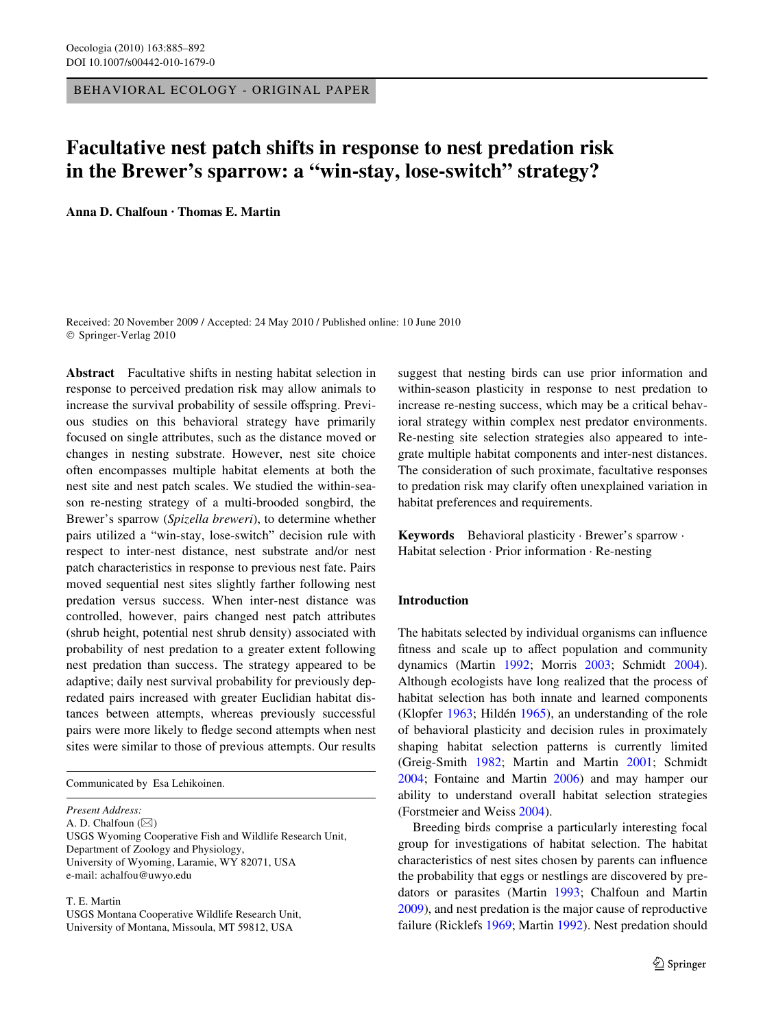BEHAVIORAL ECOLOGY - ORIGINAL PAPER

# Facultative nest patch shifts in response to nest predation risk in the Brewer's sparrow: a "win-stay, lose-switch" strategy?

**Anna D. Chalfoun · Thomas E. Martin**

Received: 20 November 2009 / Accepted: 24 May 2010 / Published online: 10 June 2010
© Springer-Verlag 2010

**Abstract** Facultative shifts in nesting habitat selection in response to perceived predation risk may allow animals to increase the survival probability of sessile offspring. Previous studies on this behavioral strategy have primarily focused on single attributes, such as the distance moved or changes in nesting substrate. However, nest site choice often encompasses multiple habitat elements at both the nest site and nest patch scales. We studied the within-season re-nesting strategy of a multi-brooded songbird, the Brewer's sparrow (*Spizella breweri*), to determine whether pairs utilized a "win-stay, lose-switch" decision rule with respect to inter-nest distance, nest substrate and/or nest patch characteristics in response to previous nest fate. Pairs moved sequential nest sites slightly farther following nest predation versus success. When inter-nest distance was controlled, however, pairs changed nest patch attributes (shrub height, potential nest shrub density) associated with probability of nest predation to a greater extent following nest predation than success. The strategy appeared to be adaptive; daily nest survival probability for previously depredated pairs increased with greater Euclidian habitat distances between attempts, whereas previously successful pairs were more likely to fledge second attempts when nest sites were similar to those of previous attempts. Our results suggest that nesting birds can use prior information and within-season plasticity in response to nest predation to increase re-nesting success, which may be a critical behavioral strategy within complex nest predator environments. Re-nesting site selection strategies also appeared to integrate multiple habitat components and inter-nest distances. The consideration of such proximate, facultative responses to predation risk may clarify often unexplained variation in habitat preferences and requirements.

**Keywords** Behavioral plasticity · Brewer's sparrow · Habitat selection · Prior information · Re-nesting

Communicated by Esa Lehikoinen.

*Present Address:*
A. D. Chalfoun (✉)
USGS Wyoming Cooperative Fish and Wildlife Research Unit,
Department of Zoology and Physiology,
University of Wyoming, Laramie, WY 82071, USA
e-mail: achalfou@uwyo.edu

T. E. Martin
USGS Montana Cooperative Wildlife Research Unit,
University of Montana, Missoula, MT 59812, USA

## Introduction

The habitats selected by individual organisms can influence fitness and scale up to affect population and community dynamics (Martin 1992; Morris 2003; Schmidt 2004). Although ecologists have long realized that the process of habitat selection has both innate and learned components (Klopfer 1963; Hildén 1965), an understanding of the role of behavioral plasticity and decision rules in proximately shaping habitat selection patterns is currently limited (Greig-Smith 1982; Martin and Martin 2001; Schmidt 2004; Fontaine and Martin 2006) and may hamper our ability to understand overall habitat selection strategies (Forstmeier and Weiss 2004).

Breeding birds comprise a particularly interesting focal group for investigations of habitat selection. The habitat characteristics of nest sites chosen by parents can influence the probability that eggs or nestlings are discovered by predators or parasites (Martin 1993; Chalfoun and Martin 2009), and nest predation is the major cause of reproductive failure (Ricklefs 1969; Martin 1992). Nest predation should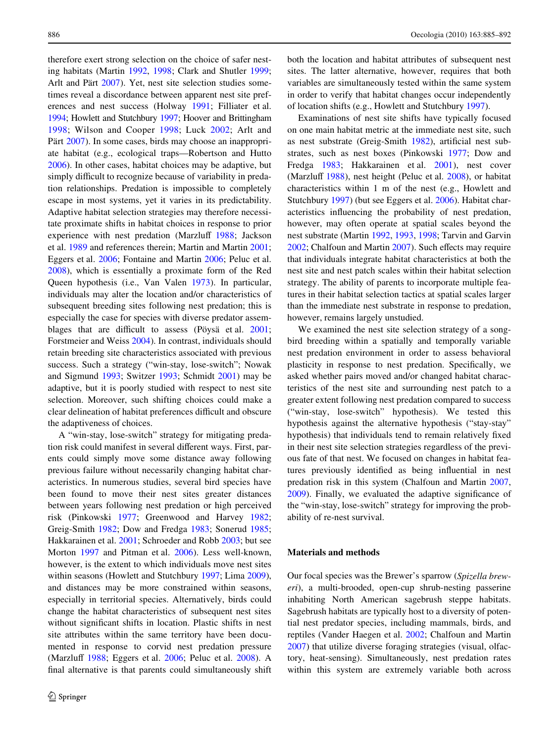therefore exert strong selection on the choice of safer nesting habitats (Martin 1992, 1998; Clark and Shutler 1999; Arlt and Pärt 2007). Yet, nest site selection studies sometimes reveal a discordance between apparent nest site preferences and nest success (Holway 1991; Filliater et al. 1994; Howlett and Stutchbury 1997; Hoover and Brittingham 1998; Wilson and Cooper 1998; Luck 2002; Arlt and Pärt 2007). In some cases, birds may choose an inappropriate habitat (e.g., ecological traps—Robertson and Hutto 2006). In other cases, habitat choices may be adaptive, but simply difficult to recognize because of variability in predation relationships. Predation is impossible to completely escape in most systems, yet it varies in its predictability. Adaptive habitat selection strategies may therefore necessitate proximate shifts in habitat choices in response to prior experience with nest predation (Marzluff 1988; Jackson et al. 1989 and references therein; Martin and Martin 2001; Eggers et al. 2006; Fontaine and Martin 2006; Peluc et al. 2008), which is essentially a proximate form of the Red Queen hypothesis (i.e., Van Valen 1973). In particular, individuals may alter the location and/or characteristics of subsequent breeding sites following nest predation; this is especially the case for species with diverse predator assemblages that are difficult to assess (Pöysä et al. 2001; Forstmeier and Weiss 2004). In contrast, individuals should retain breeding site characteristics associated with previous success. Such a strategy ("win-stay, lose-switch"; Nowak and Sigmund 1993; Switzer 1993; Schmidt 2001) may be adaptive, but it is poorly studied with respect to nest site selection. Moreover, such shifting choices could make a clear delineation of habitat preferences difficult and obscure the adaptiveness of choices.

A "win-stay, lose-switch" strategy for mitigating predation risk could manifest in several different ways. First, parents could simply move some distance away following previous failure without necessarily changing habitat characteristics. In numerous studies, several bird species have been found to move their nest sites greater distances between years following nest predation or high perceived risk (Pinkowski 1977; Greenwood and Harvey 1982; Greig-Smith 1982; Dow and Fredga 1983; Sonerud 1985; Hakkarainen et al. 2001; Schroeder and Robb 2003; but see Morton 1997 and Pitman et al. 2006). Less well-known, however, is the extent to which individuals move nest sites within seasons (Howlett and Stutchbury 1997; Lima 2009), and distances may be more constrained within seasons, especially in territorial species. Alternatively, birds could change the habitat characteristics of subsequent sites without significant shifts in location. Plastic shifts in nest site attributes within the same territory have been documented in response to corvid nest predation pressure (Marzluff 1988; Eggers et al. 2006; Peluc et al. 2008). A final alternative is that parents could simultaneously shift both the location and habitat attributes of subsequent nest sites. The latter alternative, however, requires that both variables are simultaneously tested within the same system in order to verify that habitat changes occur independently of location shifts (e.g., Howlett and Stutchbury 1997).

Examinations of nest site shifts have typically focused on one main habitat metric at the immediate nest site, such as nest substrate (Greig-Smith 1982), artificial nest substrates, such as nest boxes (Pinkowski 1977; Dow and Fredga 1983; Hakkarainen et al. 2001), nest cover (Marzluff 1988), nest height (Peluc et al. 2008), or habitat characteristics within 1 m of the nest (e.g., Howlett and Stutchbury 1997) (but see Eggers et al. 2006). Habitat characteristics influencing the probability of nest predation, however, may often operate at spatial scales beyond the nest substrate (Martin 1992, 1993, 1998; Tarvin and Garvin 2002; Chalfoun and Martin 2007). Such effects may require that individuals integrate habitat characteristics at both the nest site and nest patch scales within their habitat selection strategy. The ability of parents to incorporate multiple features in their habitat selection tactics at spatial scales larger than the immediate nest substrate in response to predation, however, remains largely unstudied.

We examined the nest site selection strategy of a songbird breeding within a spatially and temporally variable nest predation environment in order to assess behavioral plasticity in response to nest predation. Specifically, we asked whether pairs moved and/or changed habitat characteristics of the nest site and surrounding nest patch to a greater extent following nest predation compared to success ("win-stay, lose-switch" hypothesis). We tested this hypothesis against the alternative hypothesis ("stay-stay" hypothesis) that individuals tend to remain relatively fixed in their nest site selection strategies regardless of the previous fate of that nest. We focused on changes in habitat features previously identified as being influential in nest predation risk in this system (Chalfoun and Martin 2007, 2009). Finally, we evaluated the adaptive significance of the "win-stay, lose-switch" strategy for improving the probability of re-nest survival.

## Materials and methods

Our focal species was the Brewer's sparrow (*Spizella breweri*), a multi-brooded, open-cup shrub-nesting passerine inhabiting North American sagebrush steppe habitats. Sagebrush habitats are typically host to a diversity of potential nest predator species, including mammals, birds, and reptiles (Vander Haegen et al. 2002; Chalfoun and Martin 2007) that utilize diverse foraging strategies (visual, olfactory, heat-sensing). Simultaneously, nest predation rates within this system are extremely variable both across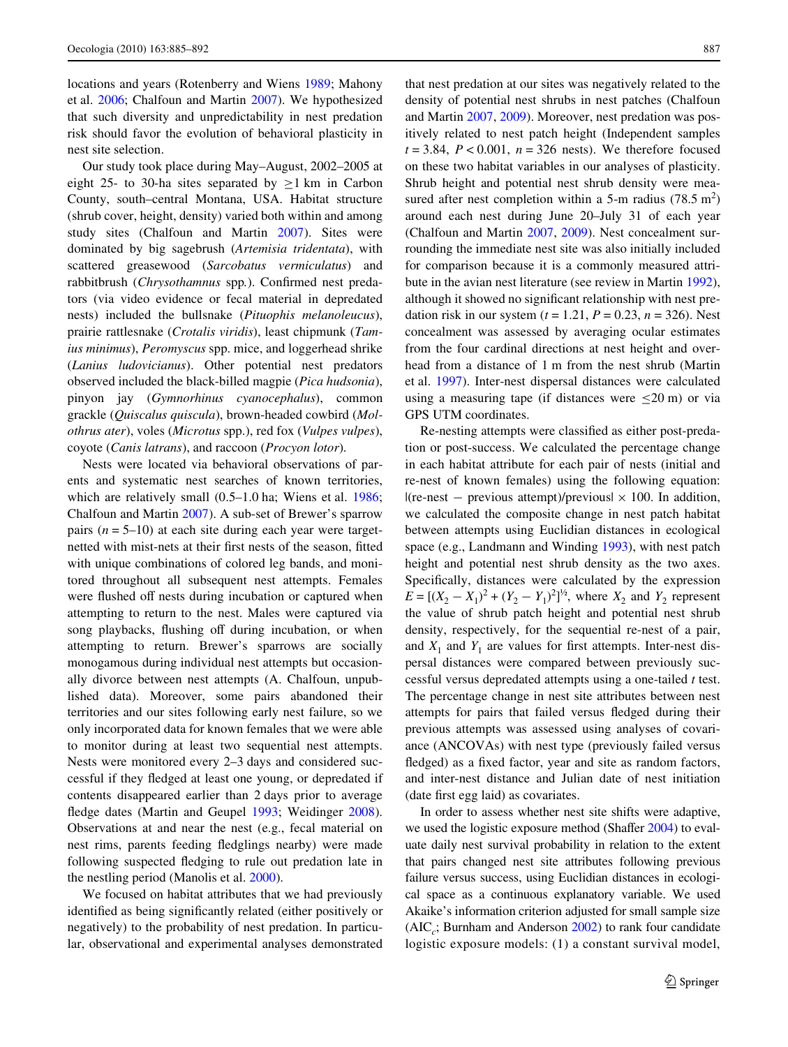locations and years (Rotenberry and Wiens 1989; Mahony et al. 2006; Chalfoun and Martin 2007). We hypothesized that such diversity and unpredictability in nest predation risk should favor the evolution of behavioral plasticity in nest site selection.

Our study took place during May–August, 2002–2005 at eight 25- to 30-ha sites separated by ≥1 km in Carbon County, south–central Montana, USA. Habitat structure (shrub cover, height, density) varied both within and among study sites (Chalfoun and Martin 2007). Sites were dominated by big sagebrush (*Artemisia tridentata*), with scattered greasewood (*Sarcobatus vermiculatus*) and rabbitbrush (*Chrysothamnus* spp.). Confirmed nest predators (via video evidence or fecal material in depredated nests) included the bullsnake (*Pituophis melanoleucus*), prairie rattlesnake (*Crotalis viridis*), least chipmunk (*Tamius minimus*), *Peromyscus* spp. mice, and loggerhead shrike (*Lanius ludovicianus*). Other potential nest predators observed included the black-billed magpie (*Pica hudsonia*), pinyon jay (*Gymnorhinus cyanocephalus*), common grackle (*Quiscalus quiscula*), brown-headed cowbird (*Molothrus ater*), voles (*Microtus* spp.), red fox (*Vulpes vulpes*), coyote (*Canis latrans*), and raccoon (*Procyon lotor*).

Nests were located via behavioral observations of parents and systematic nest searches of known territories, which are relatively small (0.5–1.0 ha; Wiens et al. 1986; Chalfoun and Martin 2007). A sub-set of Brewer's sparrow pairs ($n = 5$–$10$) at each site during each year were target-netted with mist-nets at their first nests of the season, fitted with unique combinations of colored leg bands, and monitored throughout all subsequent nest attempts. Females were flushed off nests during incubation or captured when attempting to return to the nest. Males were captured via song playbacks, flushing off during incubation, or when attempting to return. Brewer's sparrows are socially monogamous during individual nest attempts but occasionally divorce between nest attempts (A. Chalfoun, unpublished data). Moreover, some pairs abandoned their territories and our sites following early nest failure, so we only incorporated data for known females that we were able to monitor during at least two sequential nest attempts. Nests were monitored every 2–3 days and considered successful if they fledged at least one young, or depredated if contents disappeared earlier than 2 days prior to average fledge dates (Martin and Geupel 1993; Weidinger 2008). Observations at and near the nest (e.g., fecal material on nest rims, parents feeding fledglings nearby) were made following suspected fledging to rule out predation late in the nestling period (Manolis et al. 2000).

We focused on habitat attributes that we had previously identified as being significantly related (either positively or negatively) to the probability of nest predation. In particular, observational and experimental analyses demonstrated that nest predation at our sites was negatively related to the density of potential nest shrubs in nest patches (Chalfoun and Martin 2007, 2009). Moreover, nest predation was positively related to nest patch height (Independent samples $t = 3.84$, $P < 0.001$, $n = 326$ nests). We therefore focused on these two habitat variables in our analyses of plasticity. Shrub height and potential nest shrub density were measured after nest completion within a 5-m radius (78.5 $m^2$) around each nest during June 20–July 31 of each year (Chalfoun and Martin 2007, 2009). Nest concealment surrounding the immediate nest site was also initially included for comparison because it is a commonly measured attribute in the avian nest literature (see review in Martin 1992), although it showed no significant relationship with nest predation risk in our system ($t = 1.21$, $P = 0.23$, $n = 326$). Nest concealment was assessed by averaging ocular estimates from the four cardinal directions at nest height and overhead from a distance of 1 m from the nest shrub (Martin et al. 1997). Inter-nest dispersal distances were calculated using a measuring tape (if distances were ≤20 m) or via GPS UTM coordinates.

Re-nesting attempts were classified as either post-predation or post-success. We calculated the percentage change in each habitat attribute for each pair of nests (initial and re-nest of known females) using the following equation: $|(\text{re-nest} - \text{previous attempt})/\text{previous}| \times 100$. In addition, we calculated the composite change in nest patch habitat between attempts using Euclidian distances in ecological space (e.g., Landmann and Winding 1993), with nest patch height and potential nest shrub density as the two axes. Specifically, distances were calculated by the expression $E = [(X_2 - X_1)^2 + (Y_2 - Y_1)^2]^{1/2}$, where $X_2$ and $Y_2$ represent the value of shrub patch height and potential nest shrub density, respectively, for the sequential re-nest of a pair, and $X_1$ and $Y_1$ are values for first attempts. Inter-nest dispersal distances were compared between previously successful versus depredated attempts using a one-tailed *t* test. The percentage change in nest site attributes between nest attempts for pairs that failed versus fledged during their previous attempts was assessed using analyses of covariance (ANCOVAs) with nest type (previously failed versus fledged) as a fixed factor, year and site as random factors, and inter-nest distance and Julian date of nest initiation (date first egg laid) as covariates.

In order to assess whether nest site shifts were adaptive, we used the logistic exposure method (Shaffer 2004) to evaluate daily nest survival probability in relation to the extent that pairs changed nest site attributes following previous failure versus success, using Euclidian distances in ecological space as a continuous explanatory variable. We used Akaike's information criterion adjusted for small sample size ($AIC_c$; Burnham and Anderson 2002) to rank four candidate logistic exposure models: (1) a constant survival model,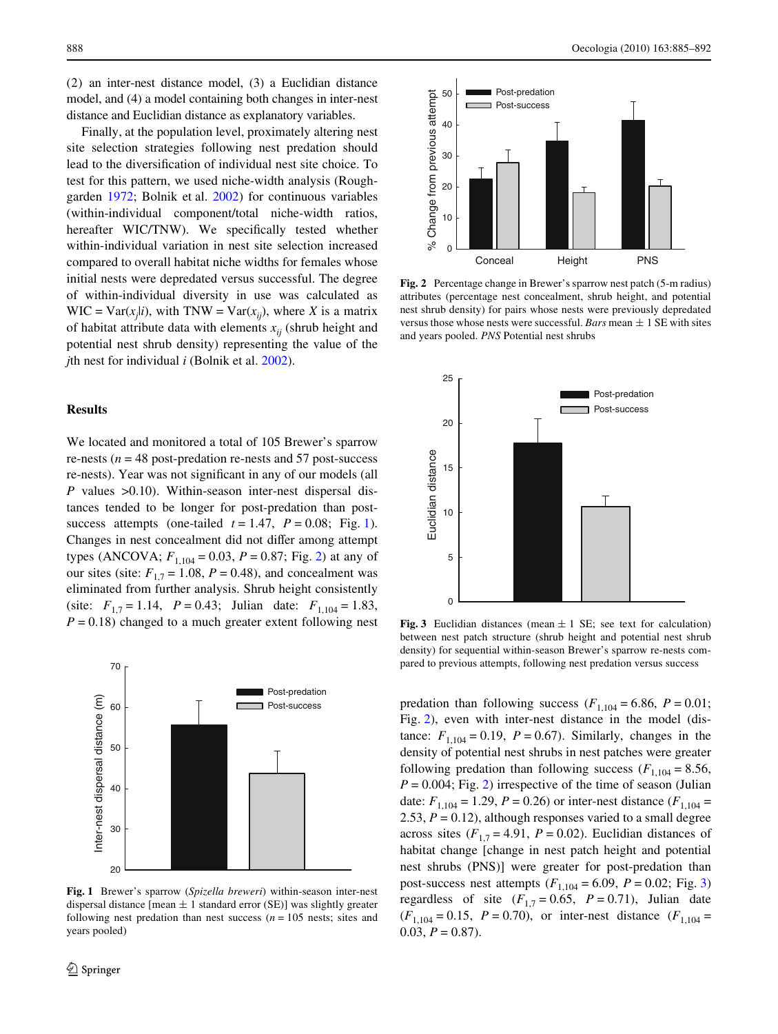(2) an inter-nest distance model, (3) a Euclidian distance model, and (4) a model containing both changes in inter-nest distance and Euclidian distance as explanatory variables.

Finally, at the population level, proximately altering nest site selection strategies following nest predation should lead to the diversification of individual nest site choice. To test for this pattern, we used niche-width analysis (Roughgarden 1972; Bolnik et al. 2002) for continuous variables (within-individual component/total niche-width ratios, hereafter WIC/TNW). We specifically tested whether within-individual variation in nest site selection increased compared to overall habitat niche widths for females whose initial nests were depredated versus successful. The degree of within-individual diversity in use was calculated as WIC = $\mathrm{Var}(x_j|i)$, with TNW = $\mathrm{Var}(x_{ij})$, where $X$ is a matrix of habitat attribute data with elements $x_{ij}$ (shrub height and potential nest shrub density) representing the value of the $j$th nest for individual $i$ (Bolnik et al. 2002).

## Results

We located and monitored a total of 105 Brewer's sparrow re-nests ($n = 48$ post-predation re-nests and 57 post-success re-nests). Year was not significant in any of our models (all $P$ values $>0.10$). Within-season inter-nest dispersal distances tended to be longer for post-predation than post-success attempts (one-tailed $t = 1.47$, $P = 0.08$; Fig. 1). Changes in nest concealment did not differ among attempt types (ANCOVA; $F_{1,104} = 0.03$, $P = 0.87$; Fig. 2) at any of our sites (site: $F_{1,7} = 1.08$, $P = 0.48$), and concealment was eliminated from further analysis. Shrub height consistently (site: $F_{1,7} = 1.14$, $P = 0.43$; Julian date: $F_{1,104} = 1.83$, $P = 0.18$) changed to a much greater extent following nest predation than following success ($F_{1,104} = 6.86$, $P = 0.01$; Fig. 2), even with inter-nest distance in the model (distance: $F_{1,104} = 0.19$, $P = 0.67$). Similarly, changes in the density of potential nest shrubs in nest patches were greater following predation than following success ($F_{1,104} = 8.56$, $P = 0.004$; Fig. 2) irrespective of the time of season (Julian date: $F_{1,104} = 1.29$, $P = 0.26$) or inter-nest distance ($F_{1,104} = 2.53$, $P = 0.12$), although responses varied to a small degree across sites ($F_{1,7} = 4.91$, $P = 0.02$). Euclidian distances of habitat change [change in nest patch height and potential nest shrubs (PNS)] were greater for post-predation than post-success nest attempts ($F_{1,104} = 6.09$, $P = 0.02$; Fig. 3) regardless of site ($F_{1,7} = 0.65$, $P = 0.71$), Julian date ($F_{1,104} = 0.15$, $P = 0.70$), or inter-nest distance ($F_{1,104} = 0.03$, $P = 0.87$).

**Fig. 1** Brewer's sparrow (*Spizella breweri*) within-season inter-nest dispersal distance [mean ± 1 standard error (SE)] was slightly greater following nest predation than nest success ($n = 105$ nests; sites and years pooled)

**Fig. 2** Percentage change in Brewer's sparrow nest patch (5-m radius) attributes (percentage nest concealment, shrub height, and potential nest shrub density) for pairs whose nests were previously depredated versus those whose nests were successful. *Bars* mean ± 1 SE with sites and years pooled. *PNS* Potential nest shrubs

**Fig. 3** Euclidian distances (mean ± 1 SE; see text for calculation) between nest patch structure (shrub height and potential nest shrub density) for sequential within-season Brewer's sparrow re-nests compared to previous attempts, following nest predation versus success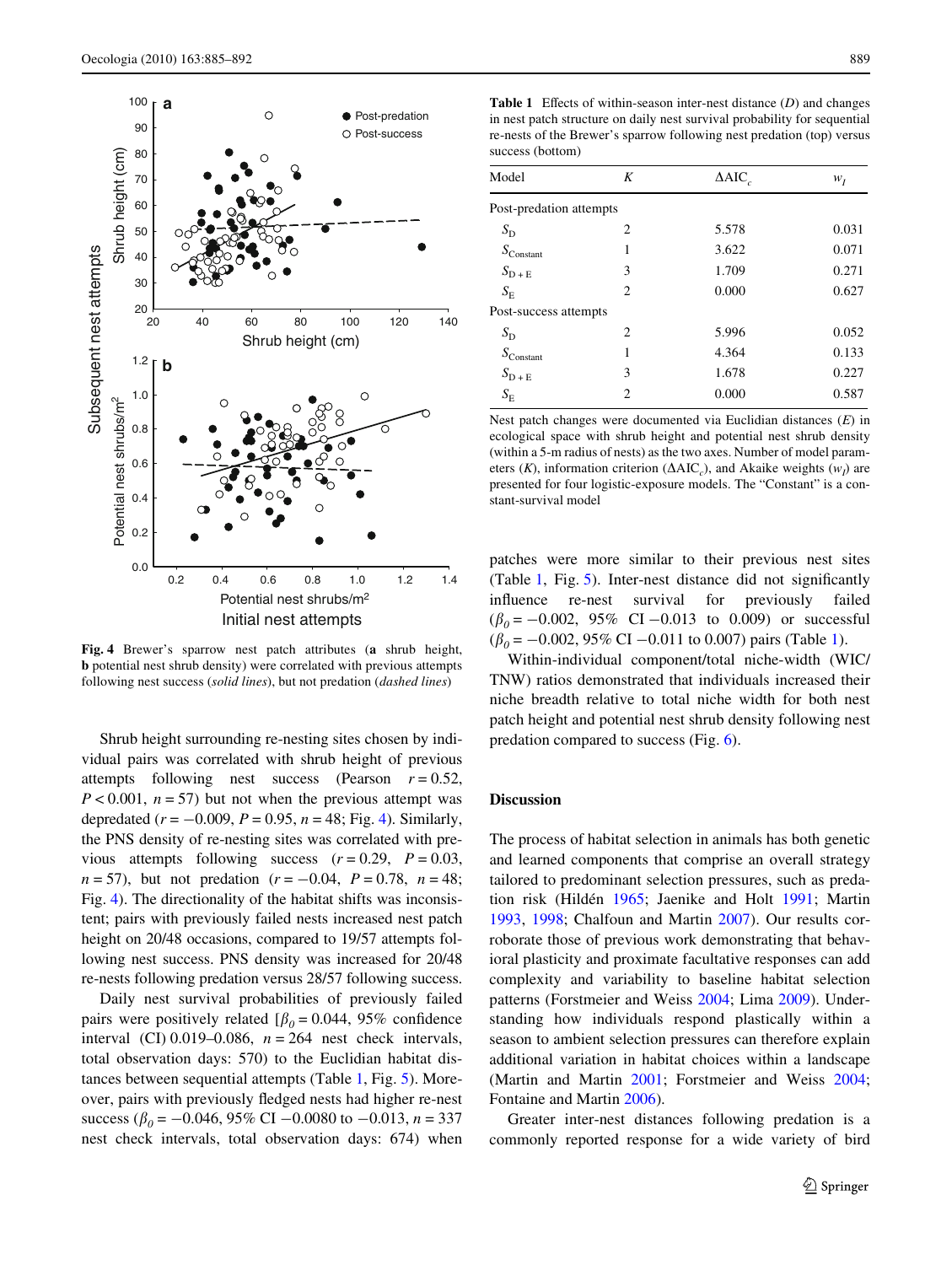**Fig. 4** Brewer's sparrow nest patch attributes (**a** shrub height, **b** potential nest shrub density) were correlated with previous attempts following nest success (*solid lines*), but not predation (*dashed lines*)

Shrub height surrounding re-nesting sites chosen by individual pairs was correlated with shrub height of previous attempts following nest success (Pearson $r = 0.52$, $P < 0.001$, $n = 57$) but not when the previous attempt was depredated ($r = -0.009$, $P = 0.95$, $n = 48$; Fig. 4). Similarly, the PNS density of re-nesting sites was correlated with previous attempts following success ($r = 0.29$, $P = 0.03$, $n = 57$), but not predation ($r = -0.04$, $P = 0.78$, $n = 48$; Fig. 4). The directionality of the habitat shifts was inconsistent; pairs with previously failed nests increased nest patch height on 20/48 occasions, compared to 19/57 attempts following nest success. PNS density was increased for 20/48 re-nests following predation versus 28/57 following success.

Daily nest survival probabilities of previously failed pairs were positively related [$\beta_0 = 0.044$, 95% confidence interval (CI) 0.019–0.086, $n = 264$ nest check intervals, total observation days: 570) to the Euclidian habitat distances between sequential attempts (Table 1, Fig. 5). Moreover, pairs with previously fledged nests had higher re-nest success ($\beta_0 = -0.046$, 95% CI $-0.0080$ to $-0.013$, $n = 337$ nest check intervals, total observation days: 674) when patches were more similar to their previous nest sites (Table 1, Fig. 5). Inter-nest distance did not significantly influence re-nest survival for previously failed ($\beta_0 = -0.002$, 95% CI $-0.013$ to 0.009) or successful ($\beta_0 = -0.002$, 95% CI $-0.011$ to 0.007) pairs (Table 1).

Within-individual component/total niche-width (WIC/TNW) ratios demonstrated that individuals increased their niche breadth relative to total niche width for both nest patch height and potential nest shrub density following nest predation compared to success (Fig. 6).

**Table 1** Effects of within-season inter-nest distance (*D*) and changes in nest patch structure on daily nest survival probability for sequential re-nests of the Brewer's sparrow following nest predation (top) versus success (bottom)

| Model | *K* | $\Delta AIC_c$ | $w_I$ |
|---|---|---|---|
| Post-predation attempts | | | |
| $S_D$ | 2 | 5.578 | 0.031 |
| $S_{Constant}$ | 1 | 3.622 | 0.071 |
| $S_{D+E}$ | 3 | 1.709 | 0.271 |
| $S_E$ | 2 | 0.000 | 0.627 |
| Post-success attempts | | | |
| $S_D$ | 2 | 5.996 | 0.052 |
| $S_{Constant}$ | 1 | 4.364 | 0.133 |
| $S_{D+E}$ | 3 | 1.678 | 0.227 |
| $S_E$ | 2 | 0.000 | 0.587 |

Nest patch changes were documented via Euclidian distances (*E*) in ecological space with shrub height and potential nest shrub density (within a 5-m radius of nests) as the two axes. Number of model parameters (*K*), information criterion ($\Delta AIC_c$), and Akaike weights ($w_I$) are presented for four logistic-exposure models. The "Constant" is a constant-survival model

## Discussion

The process of habitat selection in animals has both genetic and learned components that comprise an overall strategy tailored to predominant selection pressures, such as predation risk (Hildén 1965; Jaenike and Holt 1991; Martin 1993, 1998; Chalfoun and Martin 2007). Our results corroborate those of previous work demonstrating that behavioral plasticity and proximate facultative responses can add complexity and variability to baseline habitat selection patterns (Forstmeier and Weiss 2004; Lima 2009). Understanding how individuals respond plastically within a season to ambient selection pressures can therefore explain additional variation in habitat choices within a landscape (Martin and Martin 2001; Forstmeier and Weiss 2004; Fontaine and Martin 2006).

Greater inter-nest distances following predation is a commonly reported response for a wide variety of bird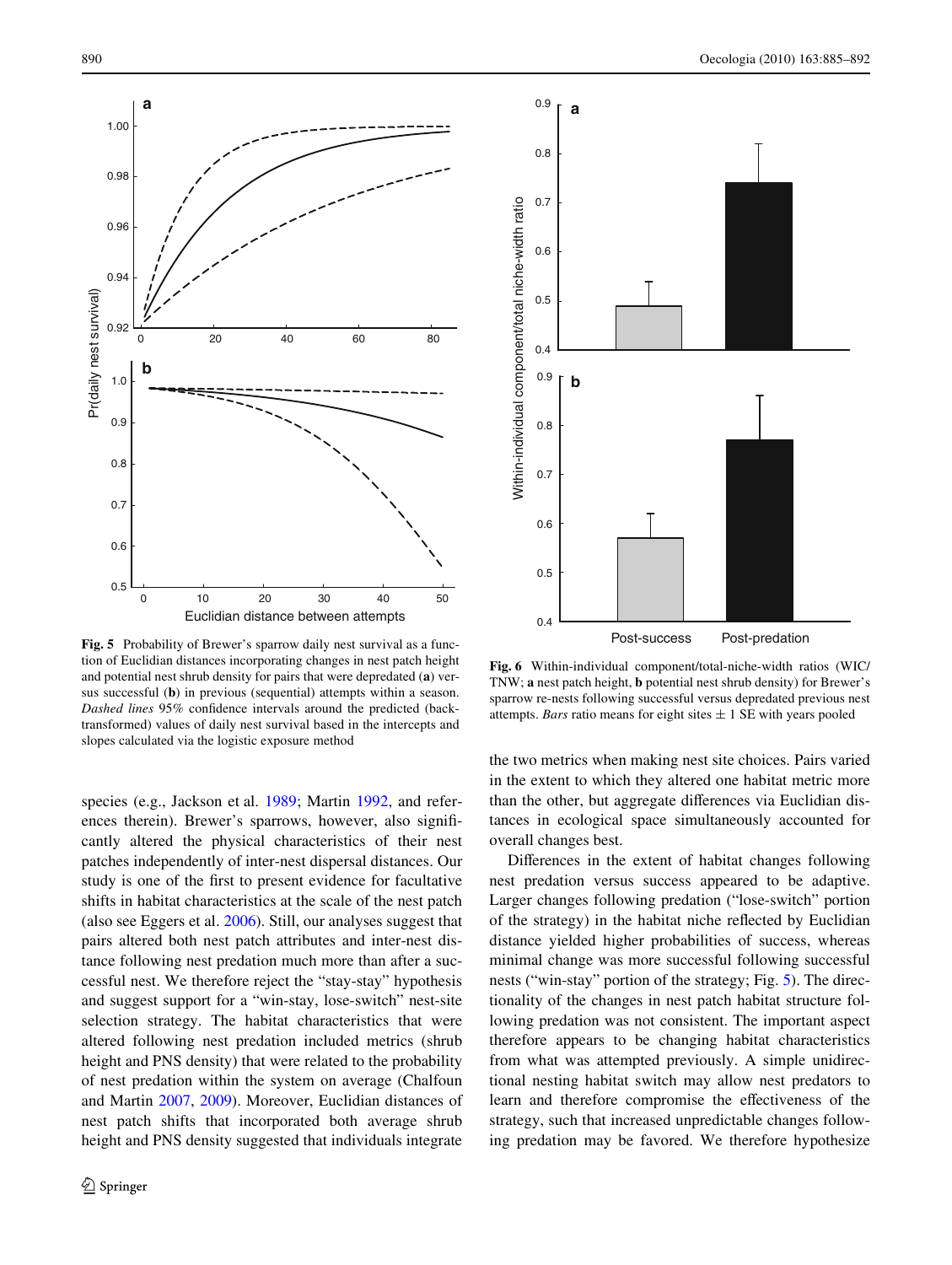**Fig. 5** Probability of Brewer's sparrow daily nest survival as a function of Euclidian distances incorporating changes in nest patch height and potential nest shrub density for pairs that were depredated (**a**) versus successful (**b**) in previous (sequential) attempts within a season. *Dashed lines* 95% confidence intervals around the predicted (back-transformed) values of daily nest survival based in the intercepts and slopes calculated via the logistic exposure method

**Fig. 6** Within-individual component/total-niche-width ratios (WIC/TNW; **a** nest patch height, **b** potential nest shrub density) for Brewer's sparrow re-nests following successful versus depredated previous nest attempts. *Bars* ratio means for eight sites ± 1 SE with years pooled

species (e.g., Jackson et al. 1989; Martin 1992, and references therein). Brewer's sparrows, however, also significantly altered the physical characteristics of their nest patches independently of inter-nest dispersal distances. Our study is one of the first to present evidence for facultative shifts in habitat characteristics at the scale of the nest patch (also see Eggers et al. 2006). Still, our analyses suggest that pairs altered both nest patch attributes and inter-nest distance following nest predation much more than after a successful nest. We therefore reject the "stay-stay" hypothesis and suggest support for a "win-stay, lose-switch" nest-site selection strategy. The habitat characteristics that were altered following nest predation included metrics (shrub height and PNS density) that were related to the probability of nest predation within the system on average (Chalfoun and Martin 2007, 2009). Moreover, Euclidian distances of nest patch shifts that incorporated both average shrub height and PNS density suggested that individuals integrate the two metrics when making nest site choices. Pairs varied in the extent to which they altered one habitat metric more than the other, but aggregate differences via Euclidian distances in ecological space simultaneously accounted for overall changes best.

Differences in the extent of habitat changes following nest predation versus success appeared to be adaptive. Larger changes following predation ("lose-switch" portion of the strategy) in the habitat niche reflected by Euclidian distance yielded higher probabilities of success, whereas minimal change was more successful following successful nests ("win-stay" portion of the strategy; Fig. 5). The directionality of the changes in nest patch habitat structure following predation was not consistent. The important aspect therefore appears to be changing habitat characteristics from what was attempted previously. A simple unidirectional nesting habitat switch may allow nest predators to learn and therefore compromise the effectiveness of the strategy, such that increased unpredictable changes following predation may be favored. We therefore hypothesize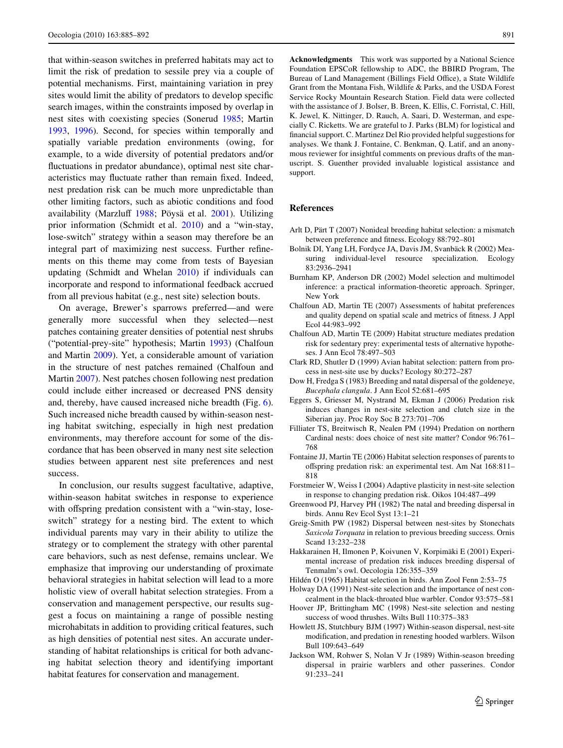that within-season switches in preferred habitats may act to limit the risk of predation to sessile prey via a couple of potential mechanisms. First, maintaining variation in prey sites would limit the ability of predators to develop specific search images, within the constraints imposed by overlap in nest sites with coexisting species (Sonerud 1985; Martin 1993, 1996). Second, for species within temporally and spatially variable predation environments (owing, for example, to a wide diversity of potential predators and/or fluctuations in predator abundance), optimal nest site characteristics may fluctuate rather than remain fixed. Indeed, nest predation risk can be much more unpredictable than other limiting factors, such as abiotic conditions and food availability (Marzluff 1988; Pöysä et al. 2001). Utilizing prior information (Schmidt et al. 2010) and a "win-stay, lose-switch" strategy within a season may therefore be an integral part of maximizing nest success. Further refinements on this theme may come from tests of Bayesian updating (Schmidt and Whelan 2010) if individuals can incorporate and respond to informational feedback accrued from all previous habitat (e.g., nest site) selection bouts.

On average, Brewer's sparrows preferred—and were generally more successful when they selected—nest patches containing greater densities of potential nest shrubs ("potential-prey-site" hypothesis; Martin 1993) (Chalfoun and Martin 2009). Yet, a considerable amount of variation in the structure of nest patches remained (Chalfoun and Martin 2007). Nest patches chosen following nest predation could include either increased or decreased PNS density and, thereby, have caused increased niche breadth (Fig. 6). Such increased niche breadth caused by within-season nesting habitat switching, especially in high nest predation environments, may therefore account for some of the discordance that has been observed in many nest site selection studies between apparent nest site preferences and nest success.

In conclusion, our results suggest facultative, adaptive, within-season habitat switches in response to experience with offspring predation consistent with a "win-stay, lose-switch" strategy for a nesting bird. The extent to which individual parents may vary in their ability to utilize the strategy or to complement the strategy with other parental care behaviors, such as nest defense, remains unclear. We emphasize that improving our understanding of proximate behavioral strategies in habitat selection will lead to a more holistic view of overall habitat selection strategies. From a conservation and management perspective, our results suggest a focus on maintaining a range of possible nesting microhabitats in addition to providing critical features, such as high densities of potential nest sites. An accurate understanding of habitat relationships is critical for both advancing habitat selection theory and identifying important habitat features for conservation and management.

**Acknowledgments** This work was supported by a National Science Foundation EPSCoR fellowship to ADC, the BBIRD Program, The Bureau of Land Management (Billings Field Office), a State Wildlife Grant from the Montana Fish, Wildlife & Parks, and the USDA Forest Service Rocky Mountain Research Station. Field data were collected with the assistance of J. Bolser, B. Breen, K. Ellis, C. Forristal, C. Hill, K. Jewel, K. Nittinger, D. Rauch, A. Saari, D. Westerman, and especially C. Ricketts. We are grateful to J. Parks (BLM) for logistical and financial support. C. Martinez Del Rio provided helpful suggestions for analyses. We thank J. Fontaine, C. Benkman, Q. Latif, and an anonymous reviewer for insightful comments on previous drafts of the manuscript. S. Guenther provided invaluable logistical assistance and support.

## References

Arlt D, Pärt T (2007) Nonideal breeding habitat selection: a mismatch between preference and fitness. Ecology 88:792–801

Bolnik DI, Yang LH, Fordyce JA, Davis JM, Svanbäck R (2002) Measuring individual-level resource specialization. Ecology 83:2936–2941

Burnham KP, Anderson DR (2002) Model selection and multimodel inference: a practical information-theoretic approach. Springer, New York

Chalfoun AD, Martin TE (2007) Assessments of habitat preferences and quality depend on spatial scale and metrics of fitness. J Appl Ecol 44:983–992

Chalfoun AD, Martin TE (2009) Habitat structure mediates predation risk for sedentary prey: experimental tests of alternative hypotheses. J Ann Ecol 78:497–503

Clark RD, Shutler D (1999) Avian habitat selection: pattern from process in nest-site use by ducks? Ecology 80:272–287

Dow H, Fredga S (1983) Breeding and natal dispersal of the goldeneye, *Bucephala clangula*. J Ann Ecol 52:681–695

Eggers S, Griesser M, Nystrand M, Ekman J (2006) Predation risk induces changes in nest-site selection and clutch size in the Siberian jay. Proc Roy Soc B 273:701–706

Filliater TS, Breitwisch R, Nealen PM (1994) Predation on northern Cardinal nests: does choice of nest site matter? Condor 96:761–768

Fontaine JJ, Martin TE (2006) Habitat selection responses of parents to offspring predation risk: an experimental test. Am Nat 168:811–818

Forstmeier W, Weiss I (2004) Adaptive plasticity in nest-site selection in response to changing predation risk. Oikos 104:487–499

Greenwood PJ, Harvey PH (1982) The natal and breeding dispersal in birds. Annu Rev Ecol Syst 13:1–21

Greig-Smith PW (1982) Dispersal between nest-sites by Stonechats *Saxicola Torquata* in relation to previous breeding success. Ornis Scand 13:232–238

Hakkarainen H, Ilmonen P, Koivunen V, Korpimäki E (2001) Experimental increase of predation risk induces breeding dispersal of Tenmalm's owl. Oecologia 126:355–359

Hildén O (1965) Habitat selection in birds. Ann Zool Fenn 2:53–75

Holway DA (1991) Nest-site selection and the importance of nest concealment in the black-throated blue warbler. Condor 93:575–581

Hoover JP, Brittingham MC (1998) Nest-site selection and nesting success of wood thrushes. Wilts Bull 110:375–383

Howlett JS, Stutchbury BJM (1997) Within-season dispersal, nest-site modification, and predation in renesting hooded warblers. Wilson Bull 109:643–649

Jackson WM, Rohwer S, Nolan V Jr (1989) Within-season breeding dispersal in prairie warblers and other passerines. Condor 91:233–241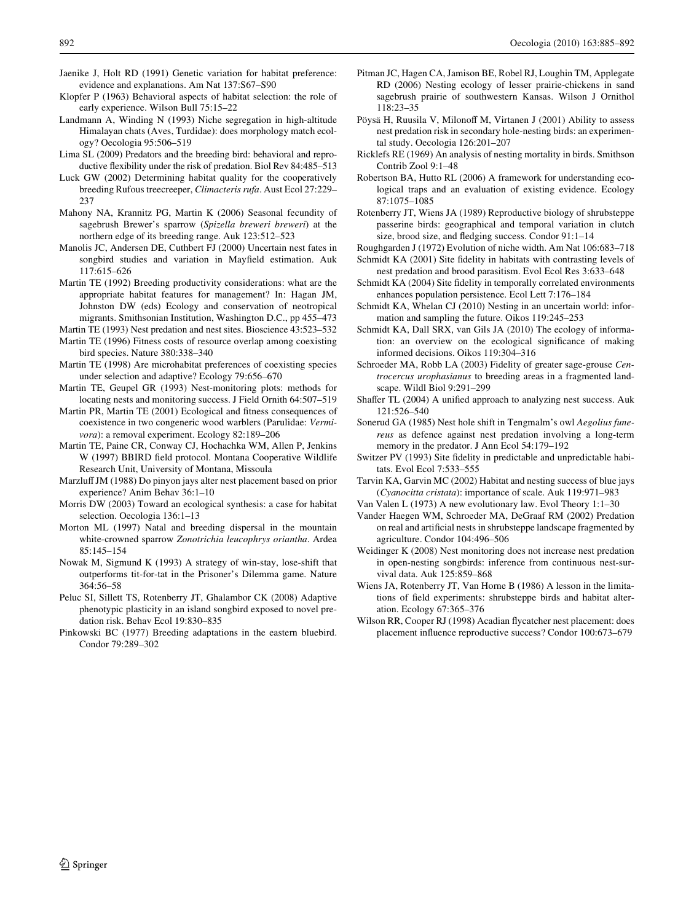Jaenike J, Holt RD (1991) Genetic variation for habitat preference: evidence and explanations. Am Nat 137:S67–S90

Klopfer P (1963) Behavioral aspects of habitat selection: the role of early experience. Wilson Bull 75:15–22

Landmann A, Winding N (1993) Niche segregation in high-altitude Himalayan chats (Aves, Turdidae): does morphology match ecology? Oecologia 95:506–519

Lima SL (2009) Predators and the breeding bird: behavioral and reproductive flexibility under the risk of predation. Biol Rev 84:485–513

Luck GW (2002) Determining habitat quality for the cooperatively breeding Rufous treecreeper, *Climacteris rufa*. Aust Ecol 27:229–237

Mahony NA, Krannitz PG, Martin K (2006) Seasonal fecundity of sagebrush Brewer's sparrow (*Spizella breweri breweri*) at the northern edge of its breeding range. Auk 123:512–523

Manolis JC, Andersen DE, Cuthbert FJ (2000) Uncertain nest fates in songbird studies and variation in Mayfield estimation. Auk 117:615–626

Martin TE (1992) Breeding productivity considerations: what are the appropriate habitat features for management? In: Hagan JM, Johnston DW (eds) Ecology and conservation of neotropical migrants. Smithsonian Institution, Washington D.C., pp 455–473

Martin TE (1993) Nest predation and nest sites. Bioscience 43:523–532

Martin TE (1996) Fitness costs of resource overlap among coexisting bird species. Nature 380:338–340

Martin TE (1998) Are microhabitat preferences of coexisting species under selection and adaptive? Ecology 79:656–670

Martin TE, Geupel GR (1993) Nest-monitoring plots: methods for locating nests and monitoring success. J Field Ornith 64:507–519

Martin PR, Martin TE (2001) Ecological and fitness consequences of coexistence in two congeneric wood warblers (Parulidae: *Vermivora*): a removal experiment. Ecology 82:189–206

Martin TE, Paine CR, Conway CJ, Hochachka WM, Allen P, Jenkins W (1997) BBIRD field protocol. Montana Cooperative Wildlife Research Unit, University of Montana, Missoula

Marzluff JM (1988) Do pinyon jays alter nest placement based on prior experience? Anim Behav 36:1–10

Morris DW (2003) Toward an ecological synthesis: a case for habitat selection. Oecologia 136:1–13

Morton ML (1997) Natal and breeding dispersal in the mountain white-crowned sparrow *Zonotrichia leucophrys oriantha*. Ardea 85:145–154

Nowak M, Sigmund K (1993) A strategy of win-stay, lose-shift that outperforms tit-for-tat in the Prisoner's Dilemma game. Nature 364:56–58

Peluc SI, Sillett TS, Rotenberry JT, Ghalambor CK (2008) Adaptive phenotypic plasticity in an island songbird exposed to novel predation risk. Behav Ecol 19:830–835

Pinkowski BC (1977) Breeding adaptations in the eastern bluebird. Condor 79:289–302

Pitman JC, Hagen CA, Jamison BE, Robel RJ, Loughin TM, Applegate RD (2006) Nesting ecology of lesser prairie-chickens in sand sagebrush prairie of southwestern Kansas. Wilson J Ornithol 118:23–35

Pöysä H, Ruusila V, Milonoff M, Virtanen J (2001) Ability to assess nest predation risk in secondary hole-nesting birds: an experimental study. Oecologia 126:201–207

Ricklefs RE (1969) An analysis of nesting mortality in birds. Smithson Contrib Zool 9:1–48

Robertson BA, Hutto RL (2006) A framework for understanding ecological traps and an evaluation of existing evidence. Ecology 87:1075–1085

Rotenberry JT, Wiens JA (1989) Reproductive biology of shrubsteppe passerine birds: geographical and temporal variation in clutch size, brood size, and fledging success. Condor 91:1–14

Roughgarden J (1972) Evolution of niche width. Am Nat 106:683–718

Schmidt KA (2001) Site fidelity in habitats with contrasting levels of nest predation and brood parasitism. Evol Ecol Res 3:633–648

Schmidt KA (2004) Site fidelity in temporally correlated environments enhances population persistence. Ecol Lett 7:176–184

Schmidt KA, Whelan CJ (2010) Nesting in an uncertain world: information and sampling the future. Oikos 119:245–253

Schmidt KA, Dall SRX, van Gils JA (2010) The ecology of information: an overview on the ecological significance of making informed decisions. Oikos 119:304–316

Schroeder MA, Robb LA (2003) Fidelity of greater sage-grouse *Centrocercus urophasianus* to breeding areas in a fragmented landscape. Wildl Biol 9:291–299

Shaffer TL (2004) A unified approach to analyzing nest success. Auk 121:526–540

Sonerud GA (1985) Nest hole shift in Tengmalm's owl *Aegolius funereus* as defence against nest predation involving a long-term memory in the predator. J Ann Ecol 54:179–192

Switzer PV (1993) Site fidelity in predictable and unpredictable habitats. Evol Ecol 7:533–555

Tarvin KA, Garvin MC (2002) Habitat and nesting success of blue jays (*Cyanocitta cristata*): importance of scale. Auk 119:971–983

Van Valen L (1973) A new evolutionary law. Evol Theory 1:1–30

Vander Haegen WM, Schroeder MA, DeGraaf RM (2002) Predation on real and artificial nests in shrubsteppe landscape fragmented by agriculture. Condor 104:496–506

Weidinger K (2008) Nest monitoring does not increase nest predation in open-nesting songbirds: inference from continuous nest-survival data. Auk 125:859–868

Wiens JA, Rotenberry JT, Van Horne B (1986) A lesson in the limitations of field experiments: shrubsteppe birds and habitat alteration. Ecology 67:365–376

Wilson RR, Cooper RJ (1998) Acadian flycatcher nest placement: does placement influence reproductive success? Condor 100:673–679